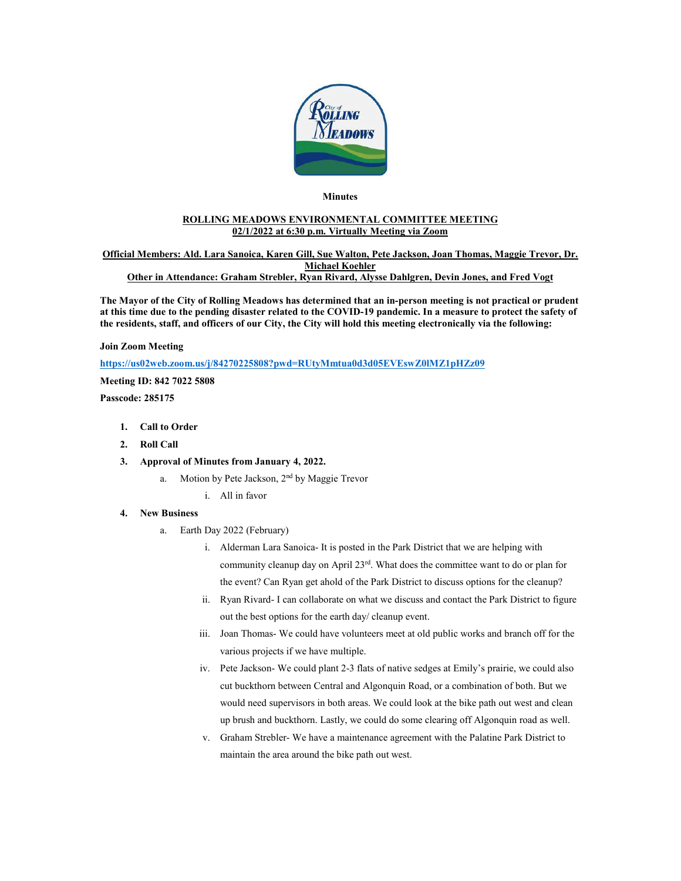**Minutes**

**ROLLING MEADOWS ENVIRONMENTAL COMMITTEE MEETING**
**02/1/2022 at 6:30 p.m. Virtually Meeting via Zoom**

**Official Members: Ald. Lara Sanoica, Karen Gill, Sue Walton, Pete Jackson, Joan Thomas, Maggie Trevor, Dr. Michael Koehler**
**Other in Attendance: Graham Strebler, Ryan Rivard, Alysse Dahlgren, Devin Jones, and Fred Vogt**

**The Mayor of the City of Rolling Meadows has determined that an in-person meeting is not practical or prudent at this time due to the pending disaster related to the COVID-19 pandemic. In a measure to protect the safety of the residents, staff, and officers of our City, the City will hold this meeting electronically via the following:**

**Join Zoom Meeting**

**https://us02web.zoom.us/j/84270225808?pwd=RUtyMmtua0d3d05EVEswZ0lMZ1pHZz09**

**Meeting ID: 842 7022 5808**

**Passcode: 285175**

1. **Call to Order**
2. **Roll Call**
3. **Approval of Minutes from January 4, 2022.**
   a. Motion by Pete Jackson, 2nd by Maggie Trevor
      i. All in favor
4. **New Business**
   a. Earth Day 2022 (February)
      i. Alderman Lara Sanoica- It is posted in the Park District that we are helping with community cleanup day on April 23rd. What does the committee want to do or plan for the event? Can Ryan get ahold of the Park District to discuss options for the cleanup?
      ii. Ryan Rivard- I can collaborate on what we discuss and contact the Park District to figure out the best options for the earth day/ cleanup event.
      iii. Joan Thomas- We could have volunteers meet at old public works and branch off for the various projects if we have multiple.
      iv. Pete Jackson- We could plant 2-3 flats of native sedges at Emily's prairie, we could also cut buckthorn between Central and Algonquin Road, or a combination of both. But we would need supervisors in both areas. We could look at the bike path out west and clean up brush and buckthorn. Lastly, we could do some clearing off Algonquin road as well.
      v. Graham Strebler- We have a maintenance agreement with the Palatine Park District to maintain the area around the bike path out west.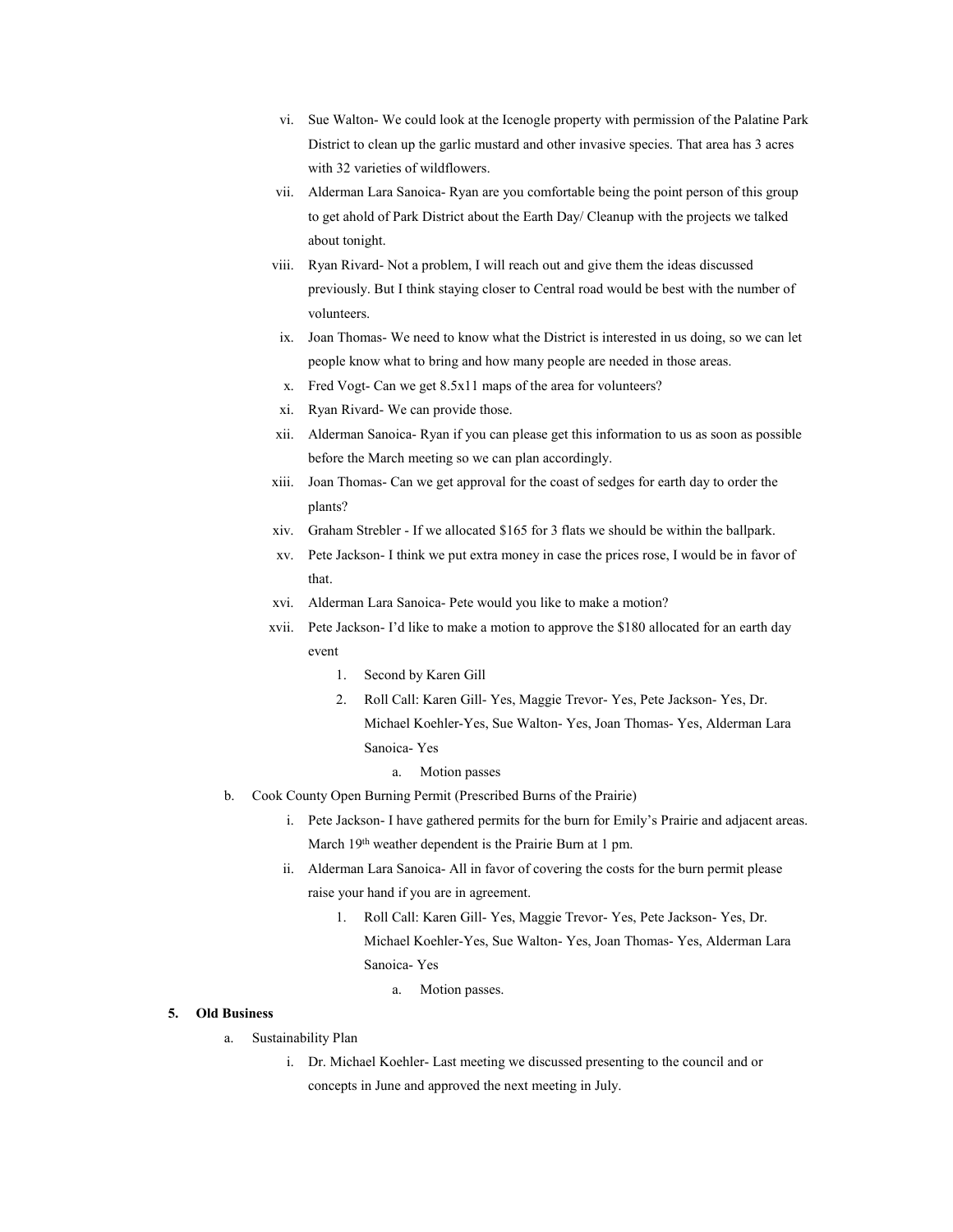vi. Sue Walton- We could look at the Icenogle property with permission of the Palatine Park District to clean up the garlic mustard and other invasive species. That area has 3 acres with 32 varieties of wildflowers.

vii. Alderman Lara Sanoica- Ryan are you comfortable being the point person of this group to get ahold of Park District about the Earth Day/ Cleanup with the projects we talked about tonight.

viii. Ryan Rivard- Not a problem, I will reach out and give them the ideas discussed previously. But I think staying closer to Central road would be best with the number of volunteers.

ix. Joan Thomas- We need to know what the District is interested in us doing, so we can let people know what to bring and how many people are needed in those areas.

x. Fred Vogt- Can we get 8.5x11 maps of the area for volunteers?

xi. Ryan Rivard- We can provide those.

xii. Alderman Sanoica- Ryan if you can please get this information to us as soon as possible before the March meeting so we can plan accordingly.

xiii. Joan Thomas- Can we get approval for the coast of sedges for earth day to order the plants?

xiv. Graham Strebler - If we allocated $165 for 3 flats we should be within the ballpark.

xv. Pete Jackson- I think we put extra money in case the prices rose, I would be in favor of that.

xvi. Alderman Lara Sanoica- Pete would you like to make a motion?

xvii. Pete Jackson- I'd like to make a motion to approve the $180 allocated for an earth day event

1. Second by Karen Gill
2. Roll Call: Karen Gill- Yes, Maggie Trevor- Yes, Pete Jackson- Yes, Dr. Michael Koehler-Yes, Sue Walton- Yes, Joan Thomas- Yes, Alderman Lara Sanoica- Yes
   a. Motion passes

b. Cook County Open Burning Permit (Prescribed Burns of the Prairie)

i. Pete Jackson- I have gathered permits for the burn for Emily's Prairie and adjacent areas. March 19th weather dependent is the Prairie Burn at 1 pm.

ii. Alderman Lara Sanoica- All in favor of covering the costs for the burn permit please raise your hand if you are in agreement.

1. Roll Call: Karen Gill- Yes, Maggie Trevor- Yes, Pete Jackson- Yes, Dr. Michael Koehler-Yes, Sue Walton- Yes, Joan Thomas- Yes, Alderman Lara Sanoica- Yes
   a. Motion passes.

**5. Old Business**

a. Sustainability Plan

i. Dr. Michael Koehler- Last meeting we discussed presenting to the council and or concepts in June and approved the next meeting in July.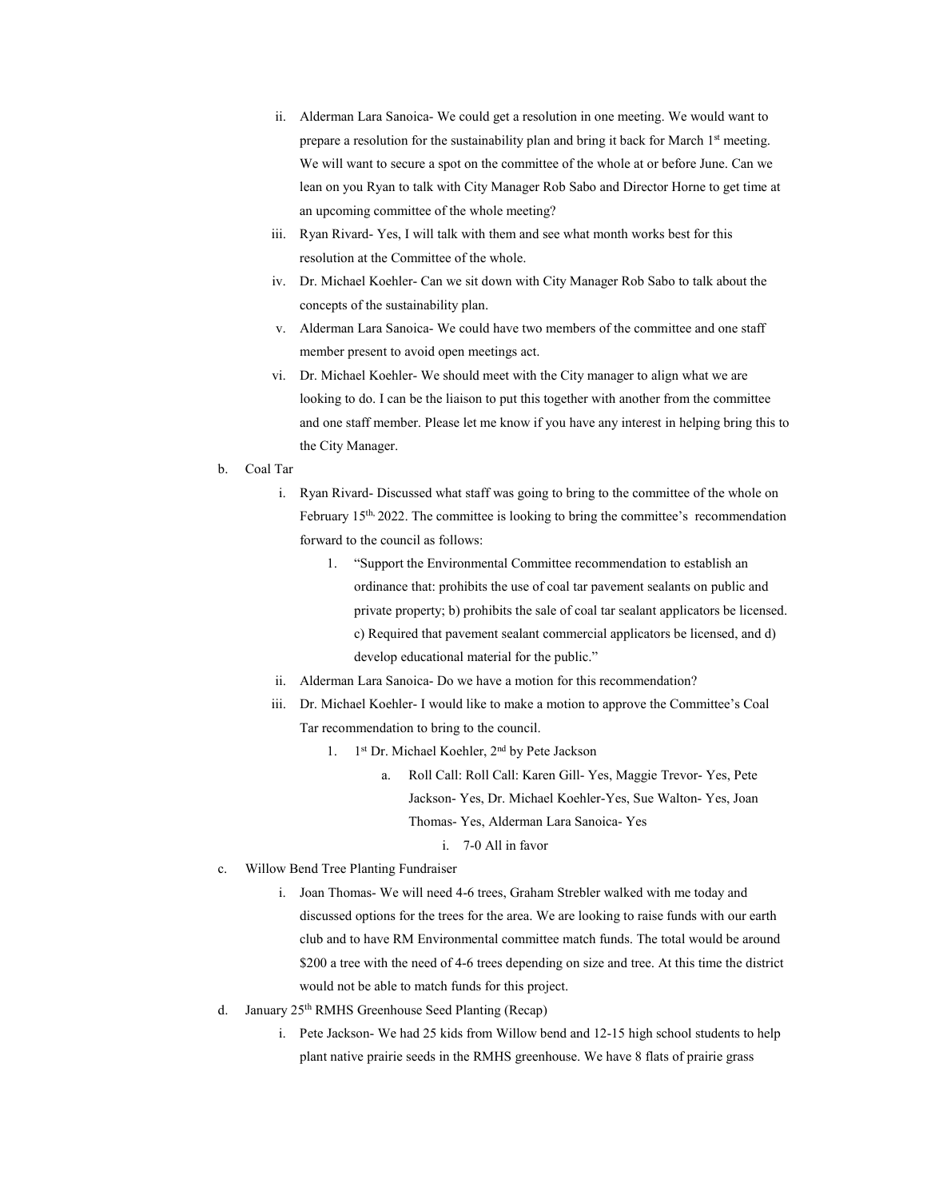ii. Alderman Lara Sanoica- We could get a resolution in one meeting. We would want to prepare a resolution for the sustainability plan and bring it back for March 1st meeting. We will want to secure a spot on the committee of the whole at or before June. Can we lean on you Ryan to talk with City Manager Rob Sabo and Director Horne to get time at an upcoming committee of the whole meeting?

iii. Ryan Rivard- Yes, I will talk with them and see what month works best for this resolution at the Committee of the whole.

iv. Dr. Michael Koehler- Can we sit down with City Manager Rob Sabo to talk about the concepts of the sustainability plan.

v. Alderman Lara Sanoica- We could have two members of the committee and one staff member present to avoid open meetings act.

vi. Dr. Michael Koehler- We should meet with the City manager to align what we are looking to do. I can be the liaison to put this together with another from the committee and one staff member. Please let me know if you have any interest in helping bring this to the City Manager.

b. Coal Tar

i. Ryan Rivard- Discussed what staff was going to bring to the committee of the whole on February 15th, 2022. The committee is looking to bring the committee's recommendation forward to the council as follows:

1. "Support the Environmental Committee recommendation to establish an ordinance that: prohibits the use of coal tar pavement sealants on public and private property; b) prohibits the sale of coal tar sealant applicators be licensed. c) Required that pavement sealant commercial applicators be licensed, and d) develop educational material for the public."

ii. Alderman Lara Sanoica- Do we have a motion for this recommendation?

iii. Dr. Michael Koehler- I would like to make a motion to approve the Committee's Coal Tar recommendation to bring to the council.

1. 1st Dr. Michael Koehler, 2nd by Pete Jackson

a. Roll Call: Roll Call: Karen Gill- Yes, Maggie Trevor- Yes, Pete Jackson- Yes, Dr. Michael Koehler-Yes, Sue Walton- Yes, Joan Thomas- Yes, Alderman Lara Sanoica- Yes

i. 7-0 All in favor

c. Willow Bend Tree Planting Fundraiser

i. Joan Thomas- We will need 4-6 trees, Graham Strebler walked with me today and discussed options for the trees for the area. We are looking to raise funds with our earth club and to have RM Environmental committee match funds. The total would be around $200 a tree with the need of 4-6 trees depending on size and tree. At this time the district would not be able to match funds for this project.

d. January 25th RMHS Greenhouse Seed Planting (Recap)

i. Pete Jackson- We had 25 kids from Willow bend and 12-15 high school students to help plant native prairie seeds in the RMHS greenhouse. We have 8 flats of prairie grass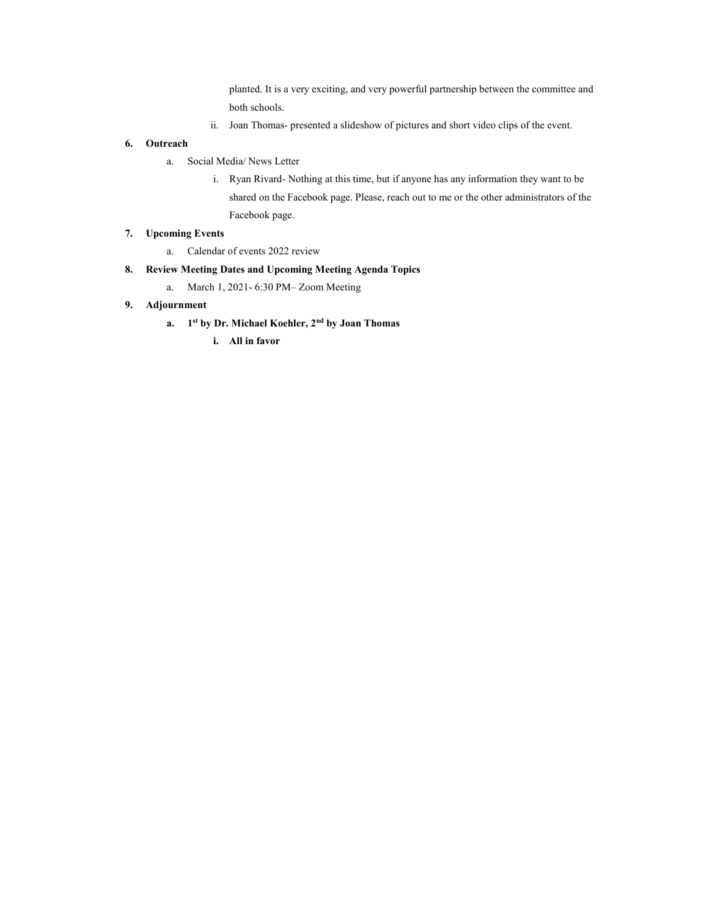planted. It is a very exciting, and very powerful partnership between the committee and both schools.

ii. Joan Thomas- presented a slideshow of pictures and short video clips of the event.

**6. Outreach**

a. Social Media/ News Letter

i. Ryan Rivard- Nothing at this time, but if anyone has any information they want to be shared on the Facebook page. Please, reach out to me or the other administrators of the Facebook page.

**7. Upcoming Events**

a. Calendar of events 2022 review

**8. Review Meeting Dates and Upcoming Meeting Agenda Topics**

a. March 1, 2021- 6:30 PM– Zoom Meeting

**9. Adjournment**

**a. 1st by Dr. Michael Koehler, 2nd by Joan Thomas**

**i. All in favor**